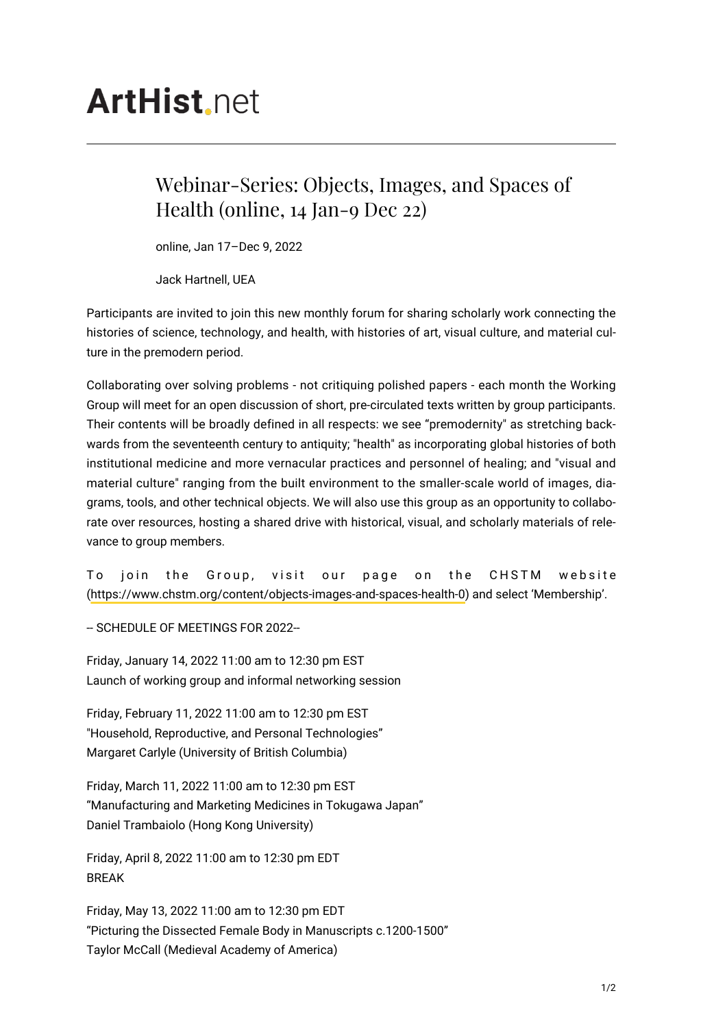# ArtHist.net

## Webinar-Series: Objects, Images, and Spaces of Health (online, 14 Jan-9 Dec 22)

online, Jan 17–Dec 9, 2022

Jack Hartnell, UEA

Participants are invited to join this new monthly forum for sharing scholarly work connecting the histories of science, technology, and health, with histories of art, visual culture, and material culture in the premodern period.

Collaborating over solving problems - not critiquing polished papers - each month the Working Group will meet for an open discussion of short, pre-circulated texts written by group participants. Their contents will be broadly defined in all respects: we see "premodernity" as stretching backwards from the seventeenth century to antiquity; "health" as incorporating global histories of both institutional medicine and more vernacular practices and personnel of healing; and "visual and material culture" ranging from the built environment to the smaller-scale world of images, diagrams, tools, and other technical objects. We will also use this group as an opportunity to collaborate over resources, hosting a shared drive with historical, visual, and scholarly materials of relevance to group members.

To join the Group, visit our page on the CHSTM website (https://www.chstm.org/content/objects-images-and-spaces-health-0) and select 'Membership'.

-- SCHEDULE OF MEETINGS FOR 2022--

Friday, January 14, 2022 11:00 am to 12:30 pm EST
Launch of working group and informal networking session

Friday, February 11, 2022 11:00 am to 12:30 pm EST
"Household, Reproductive, and Personal Technologies"
Margaret Carlyle (University of British Columbia)

Friday, March 11, 2022 11:00 am to 12:30 pm EST
"Manufacturing and Marketing Medicines in Tokugawa Japan"
Daniel Trambaiolo (Hong Kong University)

Friday, April 8, 2022 11:00 am to 12:30 pm EDT
BREAK

Friday, May 13, 2022 11:00 am to 12:30 pm EDT
"Picturing the Dissected Female Body in Manuscripts c.1200-1500"
Taylor McCall (Medieval Academy of America)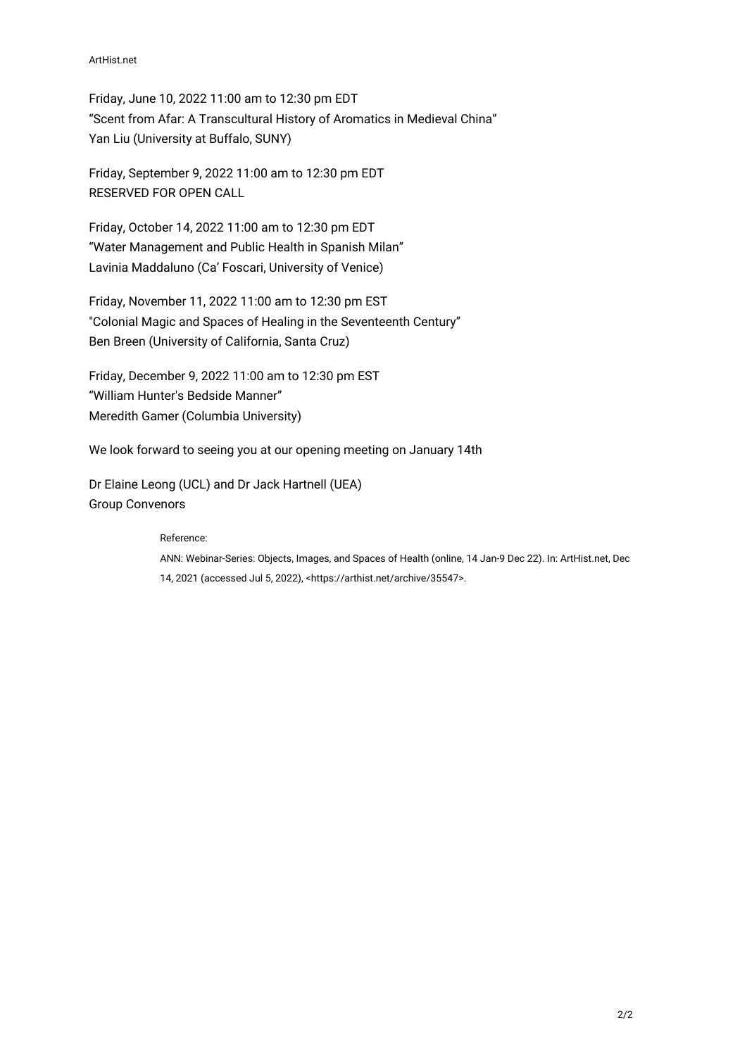Friday, June 10, 2022 11:00 am to 12:30 pm EDT
"Scent from Afar: A Transcultural History of Aromatics in Medieval China"
Yan Liu (University at Buffalo, SUNY)

Friday, September 9, 2022 11:00 am to 12:30 pm EDT
RESERVED FOR OPEN CALL

Friday, October 14, 2022 11:00 am to 12:30 pm EDT
"Water Management and Public Health in Spanish Milan"
Lavinia Maddaluno (Ca' Foscari, University of Venice)

Friday, November 11, 2022 11:00 am to 12:30 pm EST
"Colonial Magic and Spaces of Healing in the Seventeenth Century"
Ben Breen (University of California, Santa Cruz)

Friday, December 9, 2022 11:00 am to 12:30 pm EST
"William Hunter's Bedside Manner"
Meredith Gamer (Columbia University)

We look forward to seeing you at our opening meeting on January 14th

Dr Elaine Leong (UCL) and Dr Jack Hartnell (UEA)
Group Convenors

Reference:

ANN: Webinar-Series: Objects, Images, and Spaces of Health (online, 14 Jan-9 Dec 22). In: ArtHist.net, Dec 14, 2021 (accessed Jul 5, 2022), <https://arthist.net/archive/35547>.